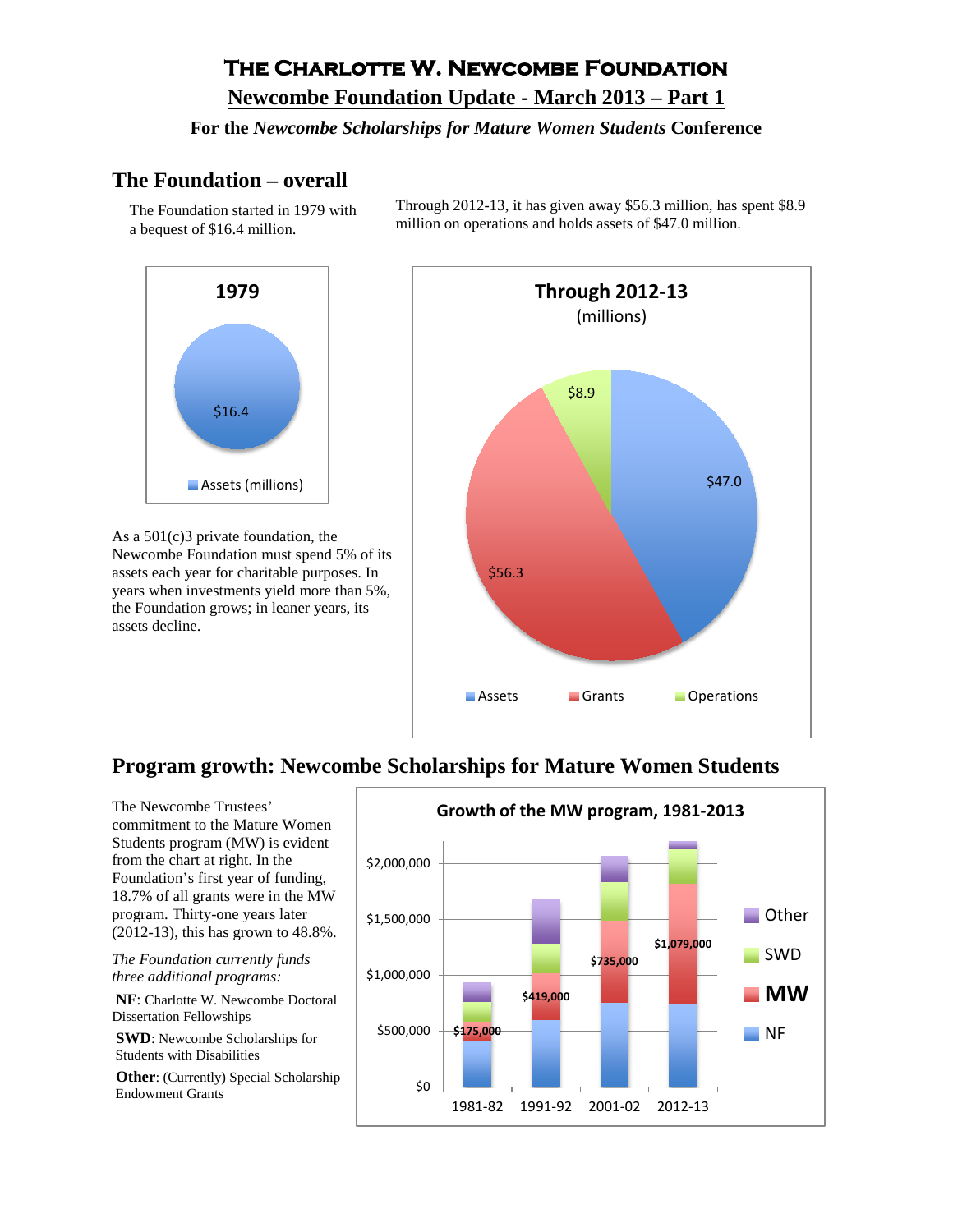# The Charlotte W. Newcombe Foundation

## Newcombe Foundation Update - March 2013 – Part 1

**For the *Newcombe Scholarships for Mature Women Students* Conference**

## The Foundation – overall

The Foundation started in 1979 with a bequest of $16.4 million.

Through 2012-13, it has given away $56.3 million, has spent $8.9 million on operations and holds assets of $47.0 million.

**1979**

| Assets (millions) |
|---|
| $16.4 |

**Through 2012-13** (millions)

| Assets | Grants | Operations |
|---|---|---|
| $47.0 | $56.3 | $8.9 |

As a 501(c)3 private foundation, the Newcombe Foundation must spend 5% of its assets each year for charitable purposes. In years when investments yield more than 5%, the Foundation grows; in leaner years, its assets decline.

## Program growth: Newcombe Scholarships for Mature Women Students

The Newcombe Trustees' commitment to the Mature Women Students program (MW) is evident from the chart at right. In the Foundation's first year of funding, 18.7% of all grants were in the MW program. Thirty-one years later (2012-13), this has grown to 48.8%.

*The Foundation currently funds three additional programs:*

**NF**: Charlotte W. Newcombe Doctoral Dissertation Fellowships

**SWD**: Newcombe Scholarships for Students with Disabilities

**Other**: (Currently) Special Scholarship Endowment Grants

**Growth of the MW program, 1981-2013**

| Year | MW |
|---|---|
| 1981-82 | $175,000 |
| 1991-92 | $419,000 |
| 2001-02 | $735,000 |
| 2012-13 | $1,079,000 |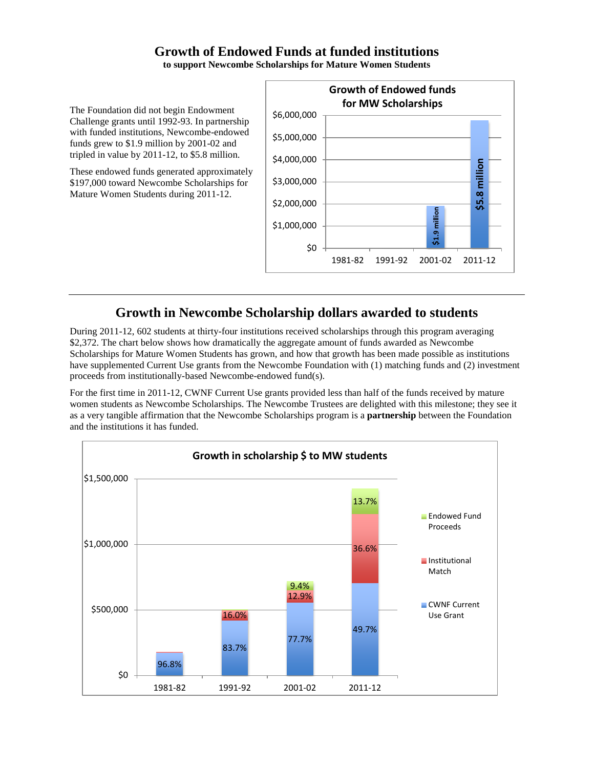# Growth of Endowed Funds at funded institutions

**to support Newcombe Scholarships for Mature Women Students**

The Foundation did not begin Endowment Challenge grants until 1992-93. In partnership with funded institutions, Newcombe-endowed funds grew to $1.9 million by 2001-02 and tripled in value by 2011-12, to $5.8 million.

These endowed funds generated approximately $197,000 toward Newcombe Scholarships for Mature Women Students during 2011-12.

**Growth of Endowed funds for MW Scholarships**

| Year | Endowed funds |
|---|---|
| 1981-82 | |
| 1991-92 | |
| 2001-02 | $1.9 million |
| 2011-12 | $5.8 million |

---

## Growth in Newcombe Scholarship dollars awarded to students

During 2011-12, 602 students at thirty-four institutions received scholarships through this program averaging $2,372. The chart below shows how dramatically the aggregate amount of funds awarded as Newcombe Scholarships for Mature Women Students has grown, and how that growth has been made possible as institutions have supplemented Current Use grants from the Newcombe Foundation with (1) matching funds and (2) investment proceeds from institutionally-based Newcombe-endowed fund(s).

For the first time in 2011-12, CWNF Current Use grants provided less than half of the funds received by mature women students as Newcombe Scholarships. The Newcombe Trustees are delighted with this milestone; they see it as a very tangible affirmation that the Newcombe Scholarships program is a **partnership** between the Foundation and the institutions it has funded.

**Growth in scholarship $ to MW students**

| Year | CWNF Current Use Grant | Institutional Match | Endowed Fund Proceeds |
|---|---|---|---|
| 1981-82 | 96.8% | | |
| 1991-92 | 83.7% | 16.0% | |
| 2001-02 | 77.7% | 12.9% | 9.4% |
| 2011-12 | 49.7% | 36.6% | 13.7% |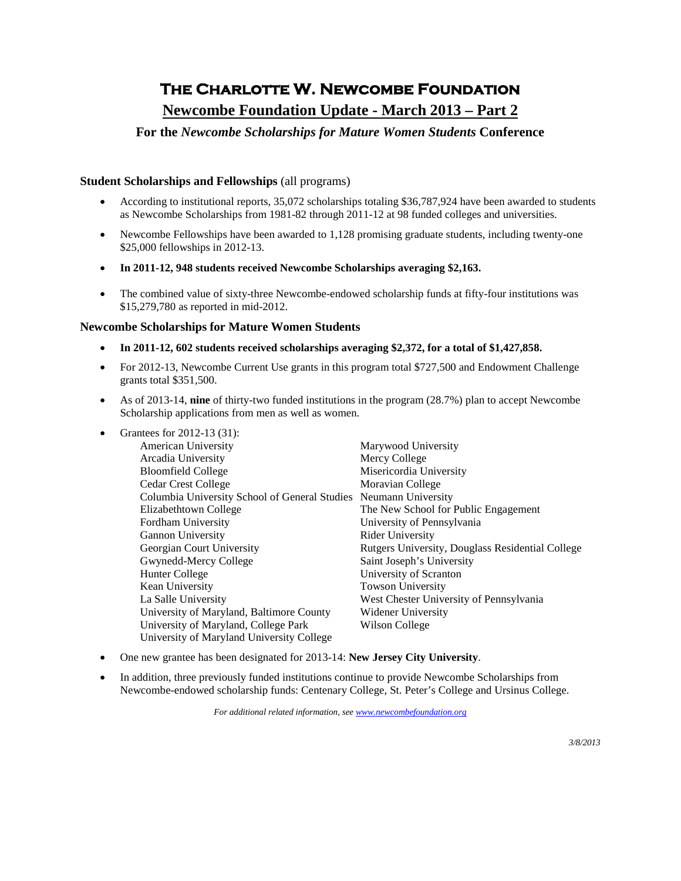# The Charlotte W. Newcombe Foundation

## Newcombe Foundation Update - March 2013 – Part 2

### For the *Newcombe Scholarships for Mature Women Students* Conference

**Student Scholarships and Fellowships** (all programs)

- According to institutional reports, 35,072 scholarships totaling $36,787,924 have been awarded to students as Newcombe Scholarships from 1981-82 through 2011-12 at 98 funded colleges and universities.
- Newcombe Fellowships have been awarded to 1,128 promising graduate students, including twenty-one $25,000 fellowships in 2012-13.
- **In 2011-12, 948 students received Newcombe Scholarships averaging $2,163.**
- The combined value of sixty-three Newcombe-endowed scholarship funds at fifty-four institutions was $15,279,780 as reported in mid-2012.

**Newcombe Scholarships for Mature Women Students**

- **In 2011-12, 602 students received scholarships averaging $2,372, for a total of $1,427,858.**
- For 2012-13, Newcombe Current Use grants in this program total $727,500 and Endowment Challenge grants total $351,500.
- As of 2013-14, **nine** of thirty-two funded institutions in the program (28.7%) plan to accept Newcombe Scholarship applications from men as well as women.
- Grantees for 2012-13 (31):
  - American University
  - Arcadia University
  - Bloomfield College
  - Cedar Crest College
  - Columbia University School of General Studies
  - Elizabethtown College
  - Fordham University
  - Gannon University
  - Georgian Court University
  - Gwynedd-Mercy College
  - Hunter College
  - Kean University
  - La Salle University
  - University of Maryland, Baltimore County
  - University of Maryland, College Park
  - University of Maryland University College
  - Marywood University
  - Mercy College
  - Misericordia University
  - Moravian College
  - Neumann University
  - The New School for Public Engagement
  - University of Pennsylvania
  - Rider University
  - Rutgers University, Douglass Residential College
  - Saint Joseph's University
  - University of Scranton
  - Towson University
  - West Chester University of Pennsylvania
  - Widener University
  - Wilson College
- One new grantee has been designated for 2013-14: **New Jersey City University**.
- In addition, three previously funded institutions continue to provide Newcombe Scholarships from Newcombe-endowed scholarship funds: Centenary College, St. Peter's College and Ursinus College.

*For additional related information, see [www.newcombefoundation.org](http://www.newcombefoundation.org)*

*3/8/2013*